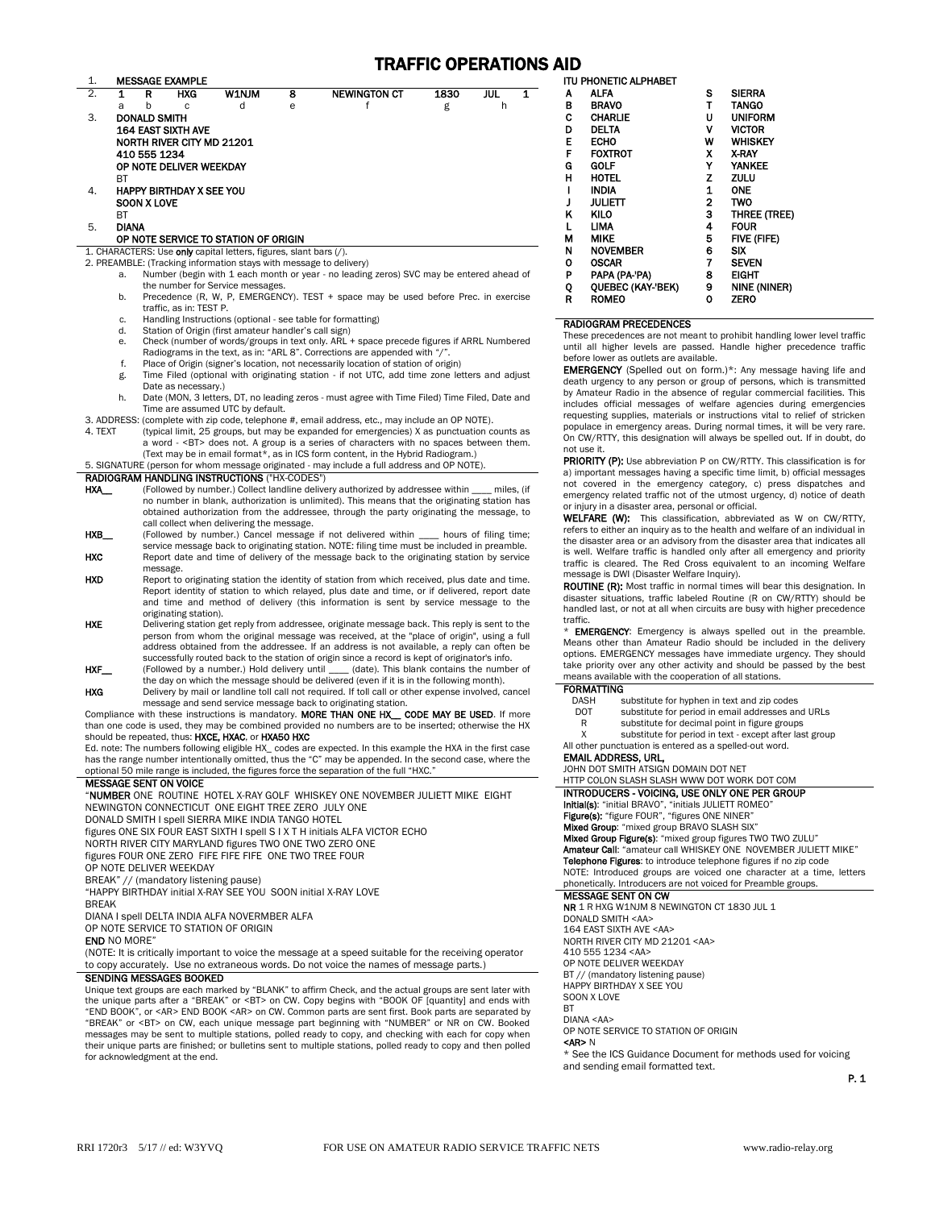# TRAFFIC OPERATIONS AID

1. **MESSAGE EXAMPLE**

2.

| 1 | R | HXG | W1NJM | 8 | NEWINGTON CT | 1830 | JUL 1 |
|---|---|---|---|---|---|---|---|
| a | b | c | d | e | f | g | h |

3. **DONALD SMITH**
**164 EAST SIXTH AVE**
**NORTH RIVER CITY MD 21201**
**410 555 1234**
**OP NOTE DELIVER WEEKDAY**
BT

4. **HAPPY BIRTHDAY X SEE YOU**
**SOON X LOVE**
BT

5. **DIANA**
**OP NOTE SERVICE TO STATION OF ORIGIN**

1. CHARACTERS: Use **only** capital letters, figures, slant bars (/).
2. PREAMBLE: (Tracking information stays with message to delivery)
   - a. Number (begin with 1 each month or year - no leading zeros) SVC may be entered ahead of the number for Service messages.
   - b. Precedence (R, W, P, EMERGENCY). TEST + space may be used before Prec. in exercise traffic, as in: TEST P.
   - c. Handling Instructions (optional - see table for formatting)
   - d. Station of Origin (first amateur handler's call sign)
   - e. Check (number of words/groups in text only. ARL + space precede figures if ARRL Numbered Radiograms in the text, as in: "ARL 8". Corrections are appended with "/".
   - f. Place of Origin (signer's location, not necessarily location of station of origin)
   - g. Time Filed (optional with originating station - if not UTC, add time zone letters and adjust Date as necessary.)
   - h. Date (MON, 3 letters, DT, no leading zeros - must agree with Time Filed) Time Filed, Date and Time are assumed UTC by default.
3. ADDRESS: (complete with zip code, telephone #, email address, etc., may include an OP NOTE).
4. TEXT (typical limit, 25 groups, but may be expanded for emergencies) X as punctuation counts as a word - <BT> does not. A group is a series of characters with no spaces between them. (Text may be in email format*, as in ICS form content, in the Hybrid Radiogram.)
5. SIGNATURE (person for whom message originated - may include a full address and OP NOTE).

## RADIOGRAM HANDLING INSTRUCTIONS ("HX-CODES")

**HXA__** (Followed by number.) Collect landline delivery authorized by addressee within ____ miles, (if no number in blank, authorization is unlimited). This means that the originating station has obtained authorization from the addressee, through the party originating the message, to call collect when delivering the message.

**HXB__** (Followed by number.) Cancel message if not delivered within ____ hours of filing time; service message back to originating station. NOTE: filing time must be included in preamble.

**HXC** Report date and time of delivery of the message back to the originating station by service message.

**HXD** Report to originating station the identity of station from which received, plus date and time. Report identity of station to which relayed, plus date and time, or if delivered, report date and time and method of delivery (this information is sent by service message to the originating station).

**HXE** Delivering station get reply from addressee, originate message back. This reply is sent to the person from whom the original message was received, at the "place of origin", using a full address obtained from the addressee. If an address is not available, a reply can often be successfully routed back to the station of origin since a record is kept of originator's info.

**HXF__** (Followed by a number.) Hold delivery until ____ (date). This blank contains the number of the day on which the message should be delivered (even if it is in the following month).

**HXG** Delivery by mail or landline toll call not required. If toll call or other expense involved, cancel message and send service message back to originating station.

Compliance with these instructions is mandatory. **MORE THAN ONE HX__ CODE MAY BE USED**. If more than one code is used, they may be combined provided no numbers are to be inserted; otherwise the HX should be repeated, thus: **HXCE, HXAC**, or **HXA50 HXC**

Ed. note: The numbers following eligible HX_ codes are expected. In this example the HXA in the first case has the range number intentionally omitted, thus the "C" may be appended. In the second case, where the optional 50 mile range is included, the figures force the separation of the full "HXC."

## MESSAGE SENT ON VOICE

"**NUMBER** ONE ROUTINE HOTEL X-RAY GOLF WHISKEY ONE NOVEMBER JULIETT MIKE EIGHT
NEWINGTON CONNECTICUT ONE EIGHT TREE ZERO JULY ONE
DONALD SMITH I spell SIERRA MIKE INDIA TANGO HOTEL
figures ONE SIX FOUR EAST SIXTH I spell S I X T H initials ALFA VICTOR ECHO
NORTH RIVER CITY MARYLAND figures TWO ONE TWO ZERO ONE
figures FOUR ONE ZERO FIFE FIFE FIFE ONE TWO TREE FOUR
OP NOTE DELIVER WEEKDAY
BREAK" // (mandatory listening pause)
"HAPPY BIRTHDAY initial X-RAY SEE YOU SOON initial X-RAY LOVE
BREAK
DIANA I spell DELTA INDIA ALFA NOVERMBER ALFA
OP NOTE SERVICE TO STATION OF ORIGIN
**END** NO MORE"

(NOTE: It is critically important to voice the message at a speed suitable for the receiving operator to copy accurately. Use no extraneous words. Do not voice the names of message parts.)

## SENDING MESSAGES BOOKED

Unique text groups are each marked by "BLANK" to affirm Check, and the actual groups are sent later with the unique parts after a "BREAK" or <BT> on CW. Copy begins with "BOOK OF [quantity] and ends with "END BOOK", or <AR> END BOOK <AR> on CW. Common parts are sent first. Book parts are separated by "BREAK" or <BT> on CW, each unique message part beginning with "NUMBER" or NR on CW. Booked messages may be sent to multiple stations, polled ready to copy, and checking with each for copy when their unique parts are finished; or bulletins sent to multiple stations, polled ready to copy and then polled for acknowledgment at the end.

## ITU PHONETIC ALPHABET

| | | | |
|---|---|---|---|
| A | ALFA | S | SIERRA |
| B | BRAVO | T | TANGO |
| C | CHARLIE | U | UNIFORM |
| D | DELTA | V | VICTOR |
| E | ECHO | W | WHISKEY |
| F | FOXTROT | X | X-RAY |
| G | GOLF | Y | YANKEE |
| H | HOTEL | Z | ZULU |
| I | INDIA | 1 | ONE |
| J | JULIETT | 2 | TWO |
| K | KILO | 3 | THREE (TREE) |
| L | LIMA | 4 | FOUR |
| M | MIKE | 5 | FIVE (FIFE) |
| N | NOVEMBER | 6 | SIX |
| O | OSCAR | 7 | SEVEN |
| P | PAPA (PA-'PA) | 8 | EIGHT |
| Q | QUEBEC (KAY-'BEK) | 9 | NINE (NINER) |
| R | ROMEO | 0 | ZERO |

## RADIOGRAM PRECEDENCES

These precedences are not meant to prohibit handling lower level traffic until all higher levels are passed. Handle higher precedence traffic before lower as outlets are available.

**EMERGENCY** (Spelled out on form.)*: Any message having life and death urgency to any person or group of persons, which is transmitted by Amateur Radio in the absence of regular commercial facilities. This includes official messages of welfare agencies during emergencies requesting supplies, materials or instructions vital to relief of stricken populace in emergency areas. During normal times, it will be very rare. On CW/RTTY, this designation will always be spelled out. If in doubt, do not use it.

**PRIORITY (P):** Use abbreviation P on CW/RTTY. This classification is for a) important messages having a specific time limit, b) official messages not covered in the emergency category, c) press dispatches and emergency related traffic not of the utmost urgency, d) notice of death or injury in a disaster area, personal or official.

**WELFARE (W):** This classification, abbreviated as W on CW/RTTY, refers to either an inquiry as to the health and welfare of an individual in the disaster area or an advisory from the disaster area that indicates all is well. Welfare traffic is handled only after all emergency and priority traffic is cleared. The Red Cross equivalent to an incoming Welfare message is DWI (Disaster Welfare Inquiry).

**ROUTINE (R):** Most traffic in normal times will bear this designation. In disaster situations, traffic labeled Routine (R on CW/RTTY) should be handled last, or not at all when circuits are busy with higher precedence traffic.

* **EMERGENCY**: Emergency is always spelled out in the preamble. Means other than Amateur Radio should be included in the delivery options. EMERGENCY messages have immediate urgency. They should take priority over any other activity and should be passed by the best means available with the cooperation of all stations.

## FORMATTING

| | |
|---|---|
| DASH | substitute for hyphen in text and zip codes |
| DOT | substitute for period in email addresses and URLs |
| R | substitute for decimal point in figure groups |
| X | substitute for period in text - except after last group |

All other punctuation is entered as a spelled-out word.

**EMAIL ADDRESS, URL,**
JOHN DOT SMITH ATSIGN DOMAIN DOT NET
HTTP COLON SLASH SLASH WWW DOT WORK DOT COM

## INTRODUCERS - VOICING, USE ONLY ONE PER GROUP

**Initial(s)**: "initial BRAVO", "initials JULIETT ROMEO"
**Figure(s)**: "figure FOUR", "figures ONE NINER"
**Mixed Group**: "mixed group BRAVO SLASH SIX"
**Mixed Group Figure(s)**: "mixed group figures TWO TWO ZULU"
**Amateur Call**: "amateur call WHISKEY ONE NOVEMBER JULIETT MIKE"
**Telephone Figures**: to introduce telephone figures if no zip code
NOTE: Introduced groups are voiced one character at a time, letters phonetically. Introducers are not voiced for Preamble groups.

## MESSAGE SENT ON CW

**NR** 1 R HXG W1NJM 8 NEWINGTON CT 1830 JUL 1
DONALD SMITH <AA>
164 EAST SIXTH AVE <AA>
NORTH RIVER CITY MD 21201 <AA>
410 555 1234 <AA>
OP NOTE DELIVER WEEKDAY
BT // (mandatory listening pause)
HAPPY BIRTHDAY X SEE YOU
SOON X LOVE
BT
DIANA <AA>
OP NOTE SERVICE TO STATION OF ORIGIN
**<AR>** N

* See the ICS Guidance Document for methods used for voicing and sending email formatted text.

RRI 1720r3 5/17 // ed: W3YVQ FOR USE ON AMATEUR RADIO SERVICE TRAFFIC NETS www.radio-relay.org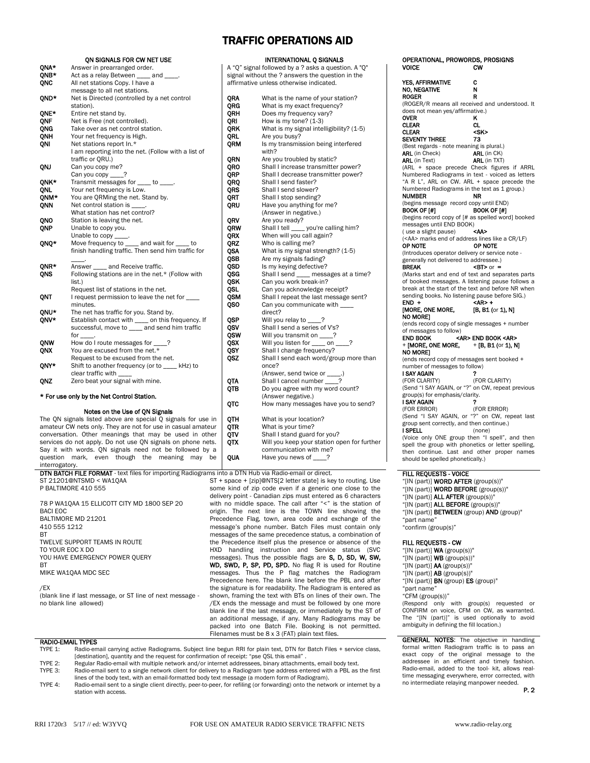# TRAFFIC OPERATIONS AID

## QN SIGNALS FOR CW NET USE

| | |
|---|---|
| QNA* | Answer in prearranged order. |
| QNB* | Act as a relay Between ____ and ____. |
| QNC | All net stations Copy. I have a message to all net stations. |
| QND* | Net is Directed (controlled by a net control station). |
| QNE* | Entire net stand by. |
| QNF | Net is Free (not controlled). |
| QNG | Take over as net control station. |
| QNH | Your net frequency is High. |
| QNI | Net stations report In.* I am reporting into the net. (Follow with a list of traffic or QRU.) |
| QNJ | Can you copy me? Can you copy ____? |
| QNK* | Transmit messages for ____ to ____. |
| QNL | Your net frequency is Low. |
| QNM* | You are QRMing the net. Stand by. |
| QNN | Net control station is ____. What station has net control? |
| QNO | Station is leaving the net. |
| QNP | Unable to copy you. Unable to copy ____. |
| QNQ* | Move frequency to ____ and wait for ____ to finish handling traffic. Then send him traffic for ____. |
| QNR* | Answer ____ and Receive traffic. |
| QNS | Following stations are in the net.* (Follow with list.) Request list of stations in the net. |
| QNT | I request permission to leave the net for ____ minutes. |
| QNU* | The net has traffic for you. Stand by. |
| QNV* | Establish contact with ____ on this frequency. If successful, move to ____ and send him traffic for ____. |
| QNW | How do I route messages for ____? |
| QNX | You are excused from the net.* Request to be excused from the net. |
| QNY* | Shift to another frequency (or to ____ kHz) to clear traffic with ____ |
| QNZ | Zero beat your signal with mine. |

**\* For use only by the Net Control Station.**

### Notes on the Use of QN Signals

The QN signals listed above are special Q signals for use in amateur CW nets only. They are not for use in casual amateur conversation. Other meanings that may be used in other services do not apply. Do not use QN signals on phone nets. Say it with words. QN signals need not be followed by a question mark, even though the meaning may be interrogatory.

## INTERNATIONAL Q SIGNALS

A "Q" signal followed by a ? asks a question. A "Q" signal without the ? answers the question in the affirmative unless otherwise indicated.

| | |
|---|---|
| QRA | What is the name of your station? |
| QRG | What is my exact frequency? |
| QRH | Does my frequency vary? |
| QRI | How is my tone? (1-3) |
| QRK | What is my signal intelligibility? (1-5) |
| QRL | Are you busy? |
| QRM | Is my transmission being interfered with? |
| QRN | Are you troubled by static? |
| QRO | Shall I increase transmitter power? |
| QRP | Shall I decrease transmitter power? |
| QRQ | Shall I send faster? |
| QRS | Shall I send slower? |
| QRT | Shall I stop sending? |
| QRU | Have you anything for me? (Answer in negative.) |
| QRV | Are you ready? |
| QRW | Shall I tell ____ you're calling him? |
| QRX | When will you call again? |
| QRZ | Who is calling me? |
| QSA | What is my signal strength? (1-5) |
| QSB | Are my signals fading? |
| QSD | Is my keying defective? |
| QSG | Shall I send ____ messages at a time? |
| QSK | Can you work break-in? |
| QSL | Can you acknowledge receipt? |
| QSM | Shall I repeat the last message sent? |
| QSO | Can you communicate with ____ direct? |
| QSP | Will you relay to ____? |
| QSV | Shall I send a series of V's? |
| QSW | Will you transmit on ____? |
| QSX | Will you listen for ____ on ____? |
| QSY | Shall I change frequency? |
| QSZ | Shall I send each word/group more than once? (Answer, send twice or ____.) |
| QTA | Shall I cancel number ____? |
| QTB | Do you agree with my word count? (Answer negative.) |
| QTC | How many messages have you to send? |
| QTH | What is your location? |
| QTR | What is your time? |
| QTV | Shall I stand guard for you? |
| QTX | Will you keep your station open for further communication with me? |
| QUA | Have you news of ____? |

## OPERATIONAL, PROWORDS, PROSIGNS

| VOICE | CW |
|---|---|
| YES, AFFIRMATIVE | C |
| NO, NEGATIVE | N |
| ROGER | R |

(ROGER/R means all received and understood. It does not mean yes/affirmative.)

| | |
|---|---|
| OVER | K |
| CLEAR | CL |
| CLEAR | <SK> |
| SEVENTY THREE | 73 |

(Best regards - note meaning is plural.)

| | |
|---|---|
| ARL (in Check) | ARL (in CK) |
| ARL (in Text) | ARL (in TXT) |

(ARL + space precede Check figures if ARRL Numbered Radiograms in text - voiced as letters "A R L", ARL on CW. ARL + space precede the Numbered Radiograms in the text as 1 group.)

| | |
|---|---|
| NUMBER | NR |

(begins message record copy until END)

| | |
|---|---|
| BOOK OF [#] | BOOK OF [#] |

(begins record copy of [# as spelled word] booked messages until END BOOK)

| | |
|---|---|
| ( use a slight pause) | <AA> |

(<AA> marks end of address lines like a CR/LF)

| | |
|---|---|
| OP NOTE | OP NOTE |

(Introduces operator delivery or service note - generally not delivered to addressee.)

| | |
|---|---|
| BREAK | <BT> or = |

(Marks start and end of text and separates parts of booked messages. A listening pause follows a break at the start of the text and before NR when sending books. No listening pause before SIG.)

| | |
|---|---|
| END + [MORE, ONE MORE, NO MORE] | <AR> + [B, B1 (or 1), N] |

(ends record copy of single messages + number of messages to follow)

| | |
|---|---|
| END BOOK + [MORE, ONE MORE, NO MORE] | <AR> END BOOK <AR> + [B, B1 (or 1), N] |

(ends record copy of messages sent booked + number of messages to follow)

| | |
|---|---|
| I SAY AGAIN (FOR CLARITY) | ? (FOR CLARITY) |

(Send "I SAY AGAIN, or "?" on CW, repeat previous group(s) for emphasis/clarity.

| | |
|---|---|
| I SAY AGAIN (FOR ERROR) | ? (FOR ERROR) |

(Send "I SAY AGAIN, or "?" on CW, repeat last group sent correctly, and then continue.)

| | |
|---|---|
| I SPELL | (none) |

(Voice only ONE group then "I spell", and then spell the group with phonetics or letter spelling, then continue. Last and other proper names should be spelled phonetically.)

## DTN BATCH FILE FORMAT - text files for importing Radiograms into a DTN Hub via Radio-email or direct.

```
ST 21201@NTSMD < WA1QAA
P BALTIMORE 410 555

78 P WA1QAA 15 ELLICOTT CITY MD 1800 SEP 20
BACI EOC
BALTIMORE MD 21201
410 555 1212
BT
TWELVE SUPPORT TEAMS IN ROUTE
TO YOUR EOC X DO
YOU HAVE EMERGENCY POWER QUERY
BT
MIKE WA1QAA MDC SEC

/EX
(blank line if last message, or ST line of next message -
no blank line allowed)
```

ST + space + [zip]@NTS[2 letter state] is key to routing. Use some kind of zip code even if a generic one close to the delivery point - Canadian zips must entered as 6 characters with no middle space. The call after "<" is the station of origin. The next line is the TOWN line showing the Precedence Flag, town, area code and exchange of the message's phone number. Batch Files must contain only messages of the same precedence status, a combination of the Precedence itself plus the presence or absence of the HXD handling instruction and Service status (SVC messages). Thus the possible flags are **S, D, SD, W, SW, WD, SWD, P, SP, PD, SPD.** No flag R is used for Routine messages. Thus the P flag matches the Radiogram Precedence here. The blank line before the PBL and after the signature is for readability. The Radiogram is entered as shown, framing the text with BTs on lines of their own. The /EX ends the message and must be followed by one more blank line if the last message, or immediately by the ST of an additional message, if any. Many Radiograms may be packed into one Batch File. Booking is not permitted. Filenames must be 8 x 3 (FAT) plain text files.

## RADIO-EMAIL TYPES

| | |
|---|---|
| TYPE 1: | Radio-email carrying active Radiograms. Subject line begun RRI for plain text, DTN for Batch Files + service class, [destination], quantity and the request for confirmation of receipt: "pse QSL this email" . |
| TYPE 2: | Regular Radio-email with multiple network and/or internet addressees, binary attachments, email body text. |
| TYPE 3: | Radio-email sent to a single network client for delivery to a Radiogram type address entered with a PBL as the first lines of the body text, with an email-formatted body text message (a modern form of Radiogram). |
| TYPE 4: | Radio-email sent to a single client directly, peer-to-peer, for refiling (or forwarding) onto the network or internet by a station with access. |

## FILL REQUESTS - VOICE

"[IN (part)] **WORD AFTER** (group(s))"
"[IN (part)] **WORD BEFORE** (group(s))"
"[IN (part)] **ALL AFTER** (group(s))"
"[IN (part)] **ALL BEFORE** (group(s))"
"[IN (part)] **BETWEEN** (group) **AND** (group)"
"part name"
"confirm (group(s)"

## FILL REQUESTS - CW

"[IN (part)] **WA** (group(s))"
"[IN (part)] **WB** (group(s))"
"[IN (part)] **AA** (group(s))"
"[IN (part)] **AB** (group(s))"
"[IN (part)] **BN** (group) **ES** (group)"
"part name"
"CFM (group(s))"

(Respond only with group(s) requested or CONFIRM on voice, CFM on CW, as warranted. The "[IN (part)]" is used optionally to avoid ambiguity in defining the fill location.)

**GENERAL NOTES:** The objective in handling formal written Radiogram traffic is to pass an exact copy of the original message to the addressee in an efficient and timely fashion. Radio-email, added to the tool- kit, allows real-time messaging everywhere, error corrected, with no intermediate relaying manpower needed.

RRI 1720r3 5/17 // ed: W3YVQ FOR USE ON AMATEUR RADIO SERVICE TRAFFIC NETS www.radio-relay.org